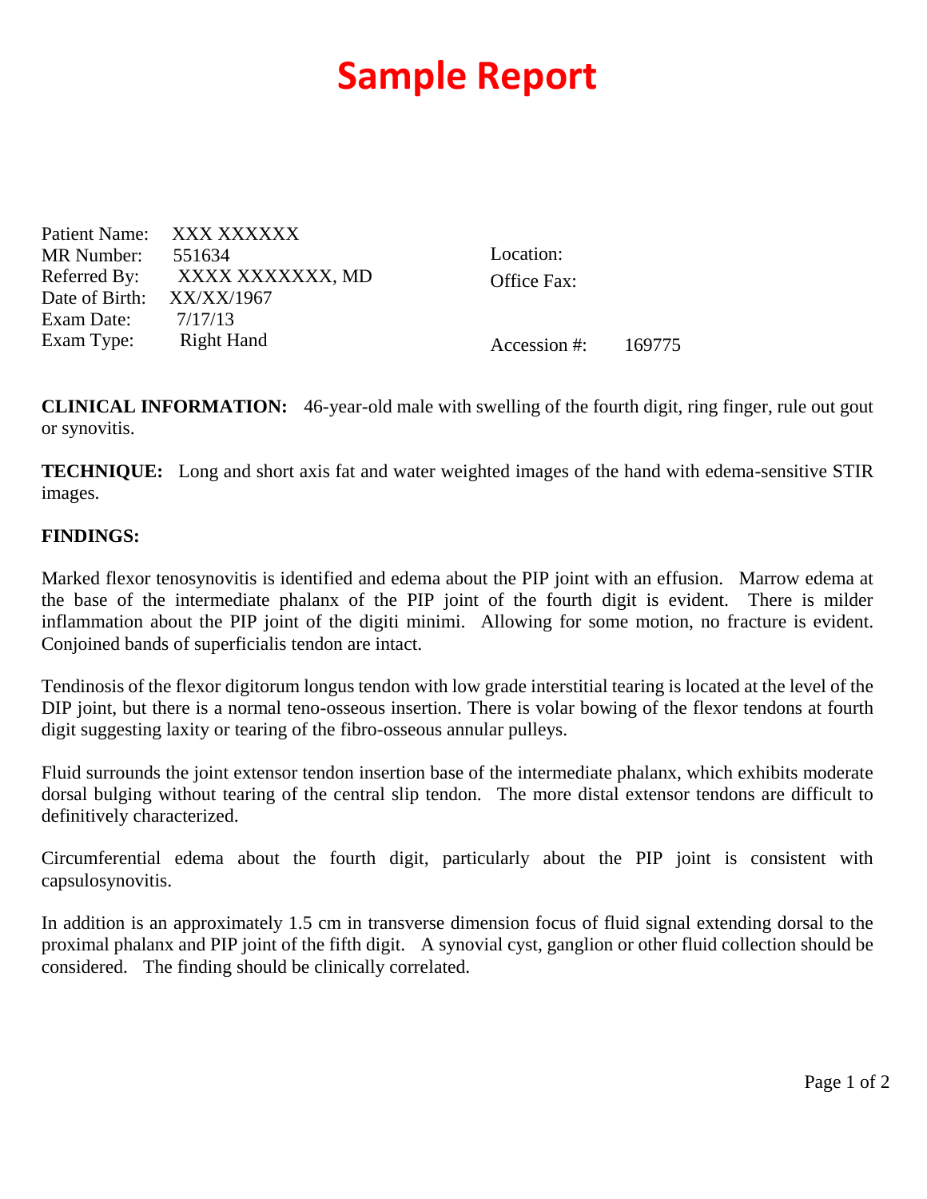# Sample Report

Patient Name: XXX XXXXXX
MR Number: 551634
Referred By: XXXX XXXXXXX, MD
Date of Birth: XX/XX/1967
Exam Date: 7/17/13
Exam Type: Right Hand

Location:
Office Fax:

Accession #: 169775

**CLINICAL INFORMATION:** 46-year-old male with swelling of the fourth digit, ring finger, rule out gout or synovitis.

**TECHNIQUE:** Long and short axis fat and water weighted images of the hand with edema-sensitive STIR images.

**FINDINGS:**

Marked flexor tenosynovitis is identified and edema about the PIP joint with an effusion. Marrow edema at the base of the intermediate phalanx of the PIP joint of the fourth digit is evident. There is milder inflammation about the PIP joint of the digiti minimi. Allowing for some motion, no fracture is evident. Conjoined bands of superficialis tendon are intact.

Tendinosis of the flexor digitorum longus tendon with low grade interstitial tearing is located at the level of the DIP joint, but there is a normal teno-osseous insertion. There is volar bowing of the flexor tendons at fourth digit suggesting laxity or tearing of the fibro-osseous annular pulleys.

Fluid surrounds the joint extensor tendon insertion base of the intermediate phalanx, which exhibits moderate dorsal bulging without tearing of the central slip tendon. The more distal extensor tendons are difficult to definitively characterized.

Circumferential edema about the fourth digit, particularly about the PIP joint is consistent with capsulosynovitis.

In addition is an approximately 1.5 cm in transverse dimension focus of fluid signal extending dorsal to the proximal phalanx and PIP joint of the fifth digit. A synovial cyst, ganglion or other fluid collection should be considered. The finding should be clinically correlated.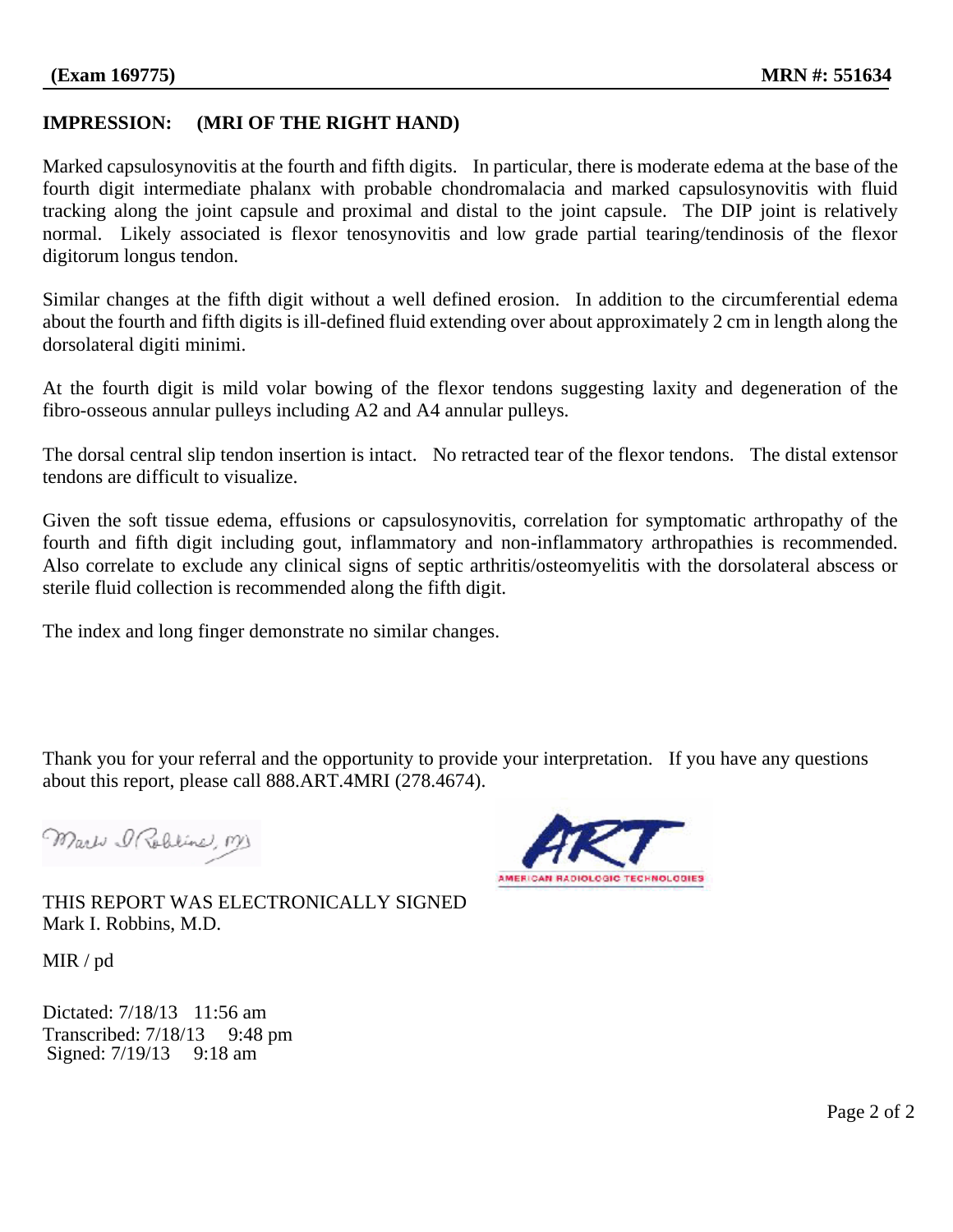**(Exam 169775)** **MRN #: 551634**

**IMPRESSION: (MRI OF THE RIGHT HAND)**

Marked capsulosynovitis at the fourth and fifth digits. In particular, there is moderate edema at the base of the fourth digit intermediate phalanx with probable chondromalacia and marked capsulosynovitis with fluid tracking along the joint capsule and proximal and distal to the joint capsule. The DIP joint is relatively normal. Likely associated is flexor tenosynovitis and low grade partial tearing/tendinosis of the flexor digitorum longus tendon.

Similar changes at the fifth digit without a well defined erosion. In addition to the circumferential edema about the fourth and fifth digits is ill-defined fluid extending over about approximately 2 cm in length along the dorsolateral digiti minimi.

At the fourth digit is mild volar bowing of the flexor tendons suggesting laxity and degeneration of the fibro-osseous annular pulleys including A2 and A4 annular pulleys.

The dorsal central slip tendon insertion is intact. No retracted tear of the flexor tendons. The distal extensor tendons are difficult to visualize.

Given the soft tissue edema, effusions or capsulosynovitis, correlation for symptomatic arthropathy of the fourth and fifth digit including gout, inflammatory and non-inflammatory arthropathies is recommended. Also correlate to exclude any clinical signs of septic arthritis/osteomyelitis with the dorsolateral abscess or sterile fluid collection is recommended along the fifth digit.

The index and long finger demonstrate no similar changes.

Thank you for your referral and the opportunity to provide your interpretation. If you have any questions about this report, please call 888.ART.4MRI (278.4674).

Mark I Robbins, MD

ART
AMERICAN RADIOLOGIC TECHNOLOGIES

THIS REPORT WAS ELECTRONICALLY SIGNED
Mark I. Robbins, M.D.

MIR / pd

Dictated: 7/18/13 11:56 am
Transcribed: 7/18/13 9:48 pm
Signed: 7/19/13 9:18 am